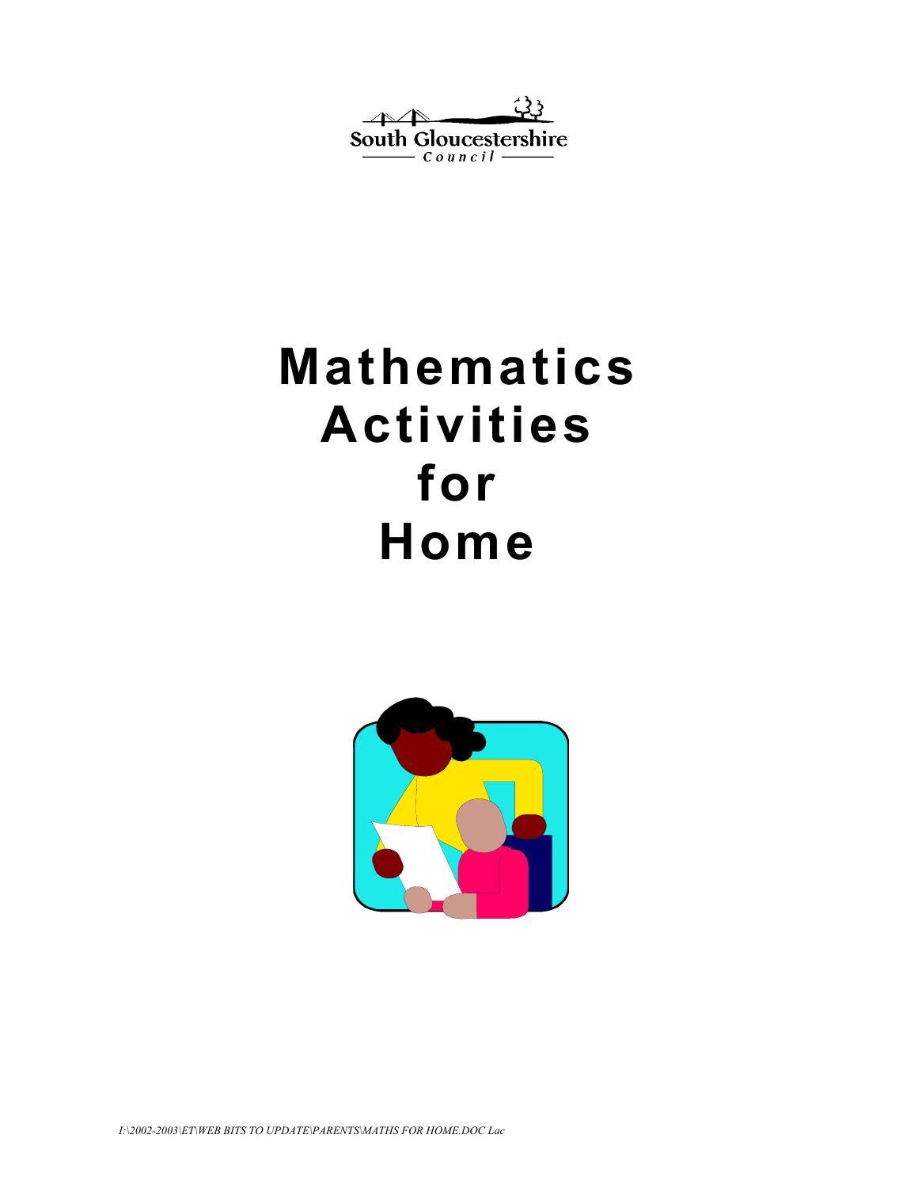South Gloucestershire Council

# Mathematics Activities for Home

*I:\2002-2003\ET\WEB BITS TO UPDATE\PARENTS\MATHS FOR HOME.DOC Lac*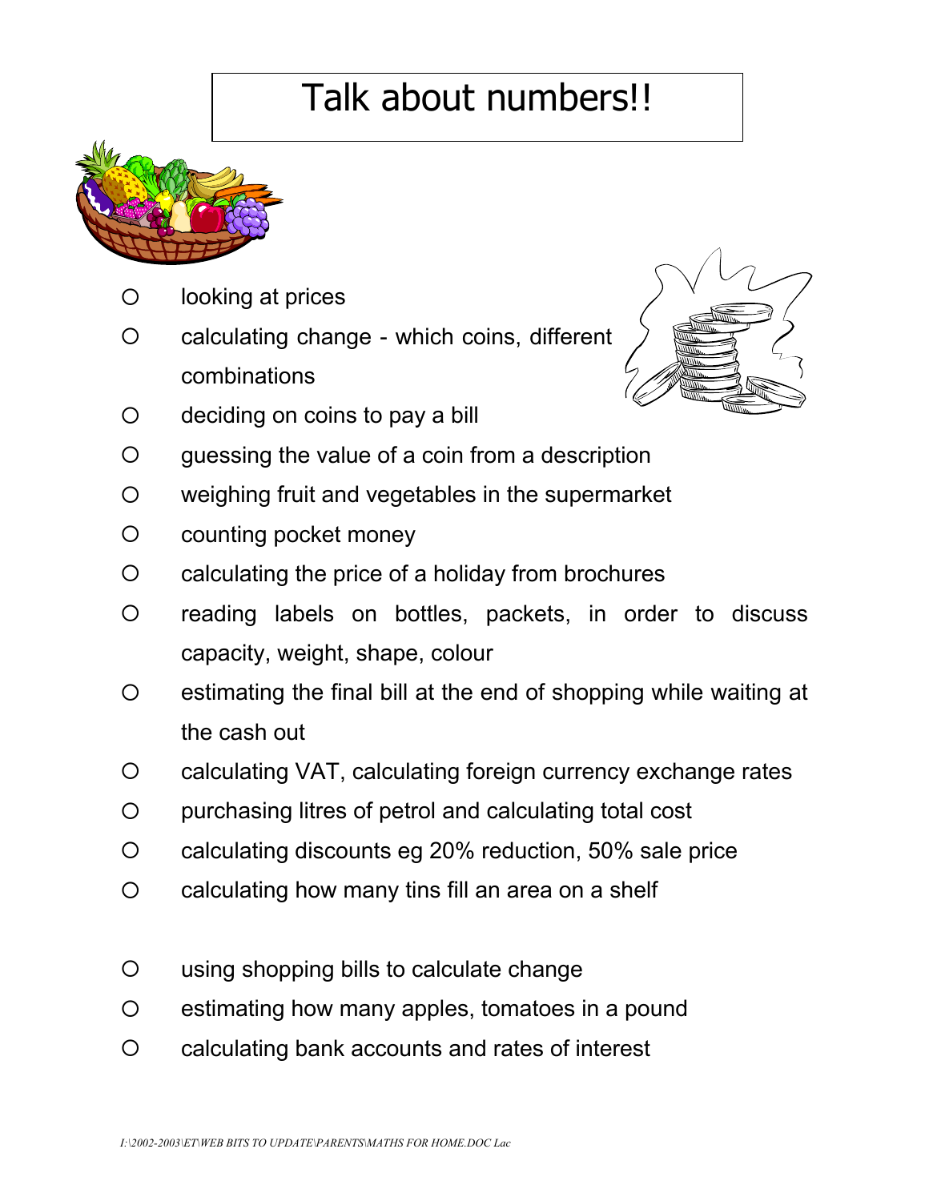# Talk about numbers!!

- looking at prices
- calculating change - which coins, different combinations
- deciding on coins to pay a bill
- guessing the value of a coin from a description
- weighing fruit and vegetables in the supermarket
- counting pocket money
- calculating the price of a holiday from brochures
- reading labels on bottles, packets, in order to discuss capacity, weight, shape, colour
- estimating the final bill at the end of shopping while waiting at the cash out
- calculating VAT, calculating foreign currency exchange rates
- purchasing litres of petrol and calculating total cost
- calculating discounts eg 20% reduction, 50% sale price
- calculating how many tins fill an area on a shelf

- using shopping bills to calculate change
- estimating how many apples, tomatoes in a pound
- calculating bank accounts and rates of interest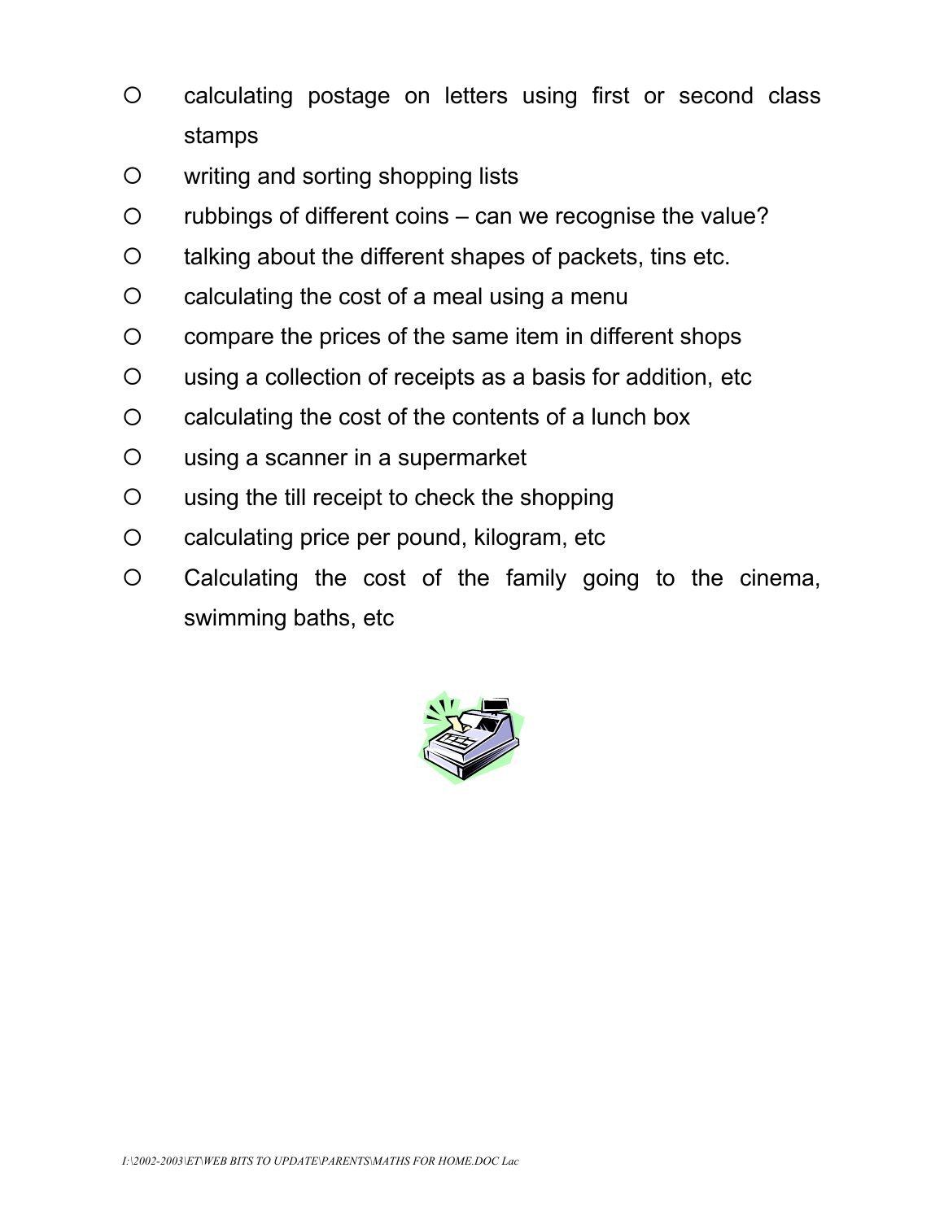- calculating postage on letters using first or second class stamps
- writing and sorting shopping lists
- rubbings of different coins – can we recognise the value?
- talking about the different shapes of packets, tins etc.
- calculating the cost of a meal using a menu
- compare the prices of the same item in different shops
- using a collection of receipts as a basis for addition, etc
- calculating the cost of the contents of a lunch box
- using a scanner in a supermarket
- using the till receipt to check the shopping
- calculating price per pound, kilogram, etc
- Calculating the cost of the family going to the cinema, swimming baths, etc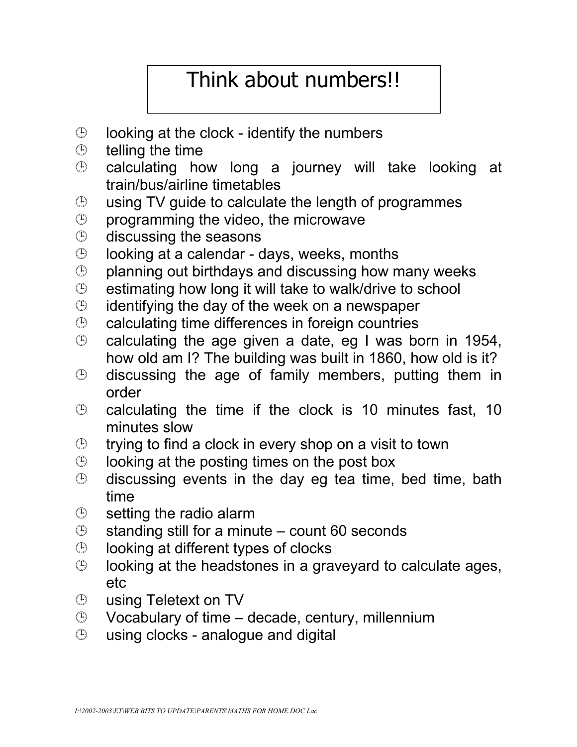# Think about numbers!!

- looking at the clock - identify the numbers
- telling the time
- calculating how long a journey will take looking at train/bus/airline timetables
- using TV guide to calculate the length of programmes
- programming the video, the microwave
- discussing the seasons
- looking at a calendar - days, weeks, months
- planning out birthdays and discussing how many weeks
- estimating how long it will take to walk/drive to school
- identifying the day of the week on a newspaper
- calculating time differences in foreign countries
- calculating the age given a date, eg I was born in 1954, how old am I? The building was built in 1860, how old is it?
- discussing the age of family members, putting them in order
- calculating the time if the clock is 10 minutes fast, 10 minutes slow
- trying to find a clock in every shop on a visit to town
- looking at the posting times on the post box
- discussing events in the day eg tea time, bed time, bath time
- setting the radio alarm
- standing still for a minute – count 60 seconds
- looking at different types of clocks
- looking at the headstones in a graveyard to calculate ages, etc
- using Teletext on TV
- Vocabulary of time – decade, century, millennium
- using clocks - analogue and digital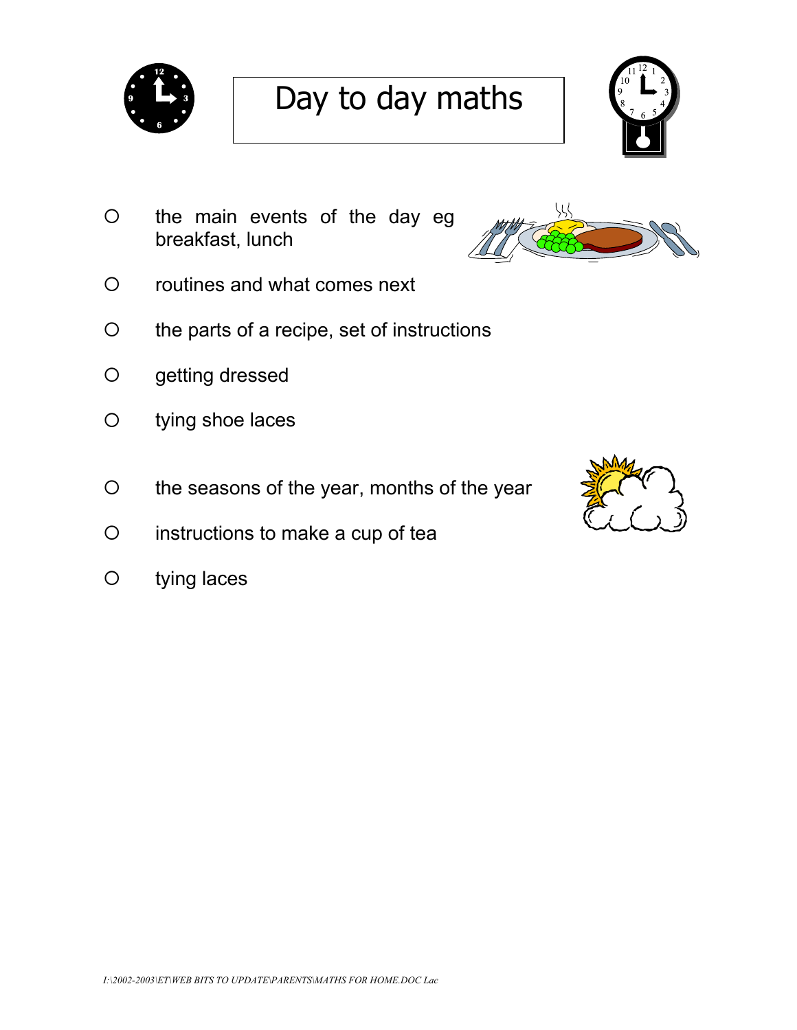# Day to day maths

- the main events of the day eg breakfast, lunch
- routines and what comes next
- the parts of a recipe, set of instructions
- getting dressed
- tying shoe laces
- the seasons of the year, months of the year
- instructions to make a cup of tea
- tying laces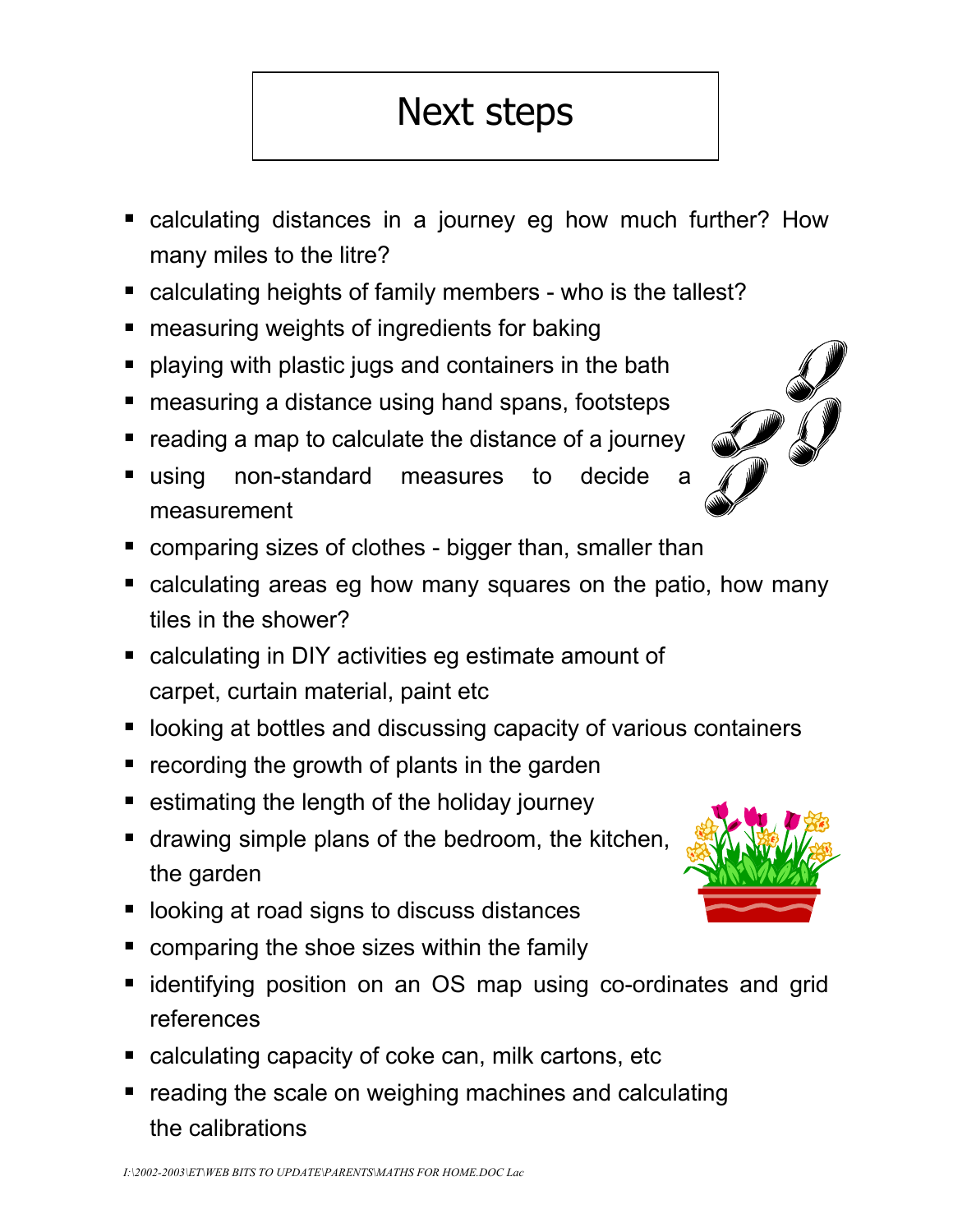# Next steps

- calculating distances in a journey eg how much further? How many miles to the litre?
- calculating heights of family members - who is the tallest?
- measuring weights of ingredients for baking
- playing with plastic jugs and containers in the bath
- measuring a distance using hand spans, footsteps
- reading a map to calculate the distance of a journey
- using non-standard measures to decide a measurement
- comparing sizes of clothes - bigger than, smaller than
- calculating areas eg how many squares on the patio, how many tiles in the shower?
- calculating in DIY activities eg estimate amount of carpet, curtain material, paint etc
- looking at bottles and discussing capacity of various containers
- recording the growth of plants in the garden
- estimating the length of the holiday journey
- drawing simple plans of the bedroom, the kitchen, the garden
- looking at road signs to discuss distances
- comparing the shoe sizes within the family
- identifying position on an OS map using co-ordinates and grid references
- calculating capacity of coke can, milk cartons, etc
- reading the scale on weighing machines and calculating the calibrations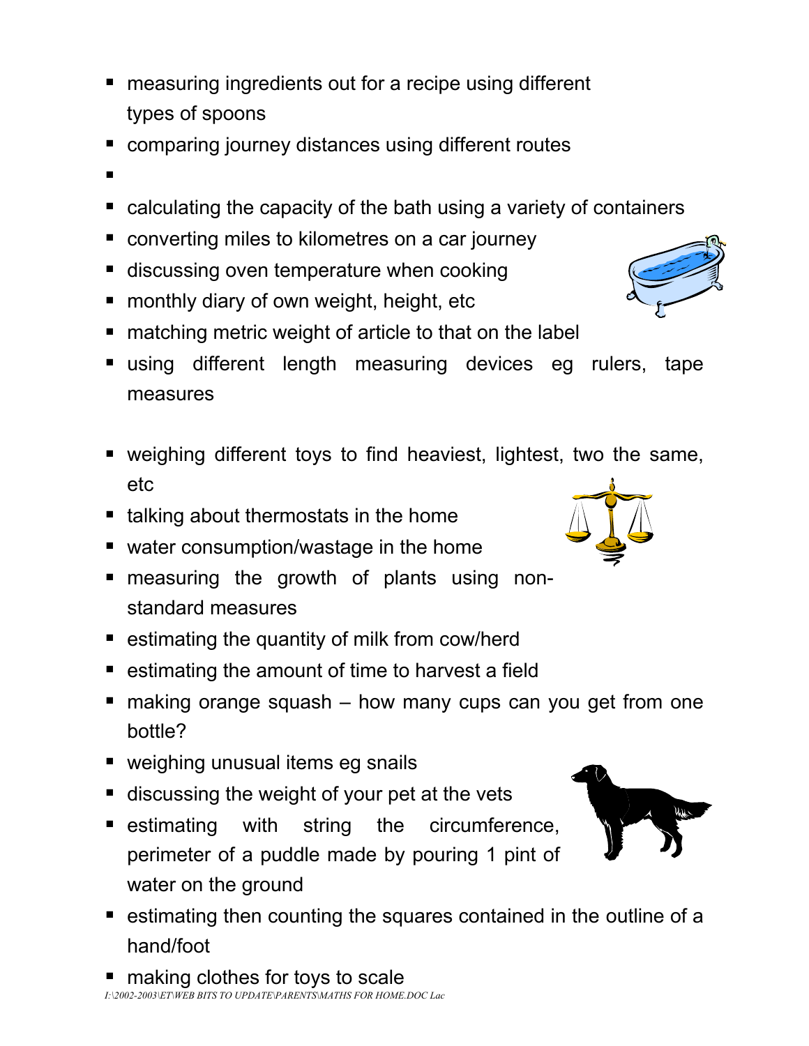- measuring ingredients out for a recipe using different types of spoons
- comparing journey distances using different routes
- 
- calculating the capacity of the bath using a variety of containers
- converting miles to kilometres on a car journey
- discussing oven temperature when cooking
- monthly diary of own weight, height, etc
- matching metric weight of article to that on the label
- using different length measuring devices eg rulers, tape measures

- weighing different toys to find heaviest, lightest, two the same, etc
- talking about thermostats in the home
- water consumption/wastage in the home
- measuring the growth of plants using non-standard measures
- estimating the quantity of milk from cow/herd
- estimating the amount of time to harvest a field
- making orange squash – how many cups can you get from one bottle?
- weighing unusual items eg snails
- discussing the weight of your pet at the vets
- estimating with string the circumference, perimeter of a puddle made by pouring 1 pint of water on the ground
- estimating then counting the squares contained in the outline of a hand/foot
- making clothes for toys to scale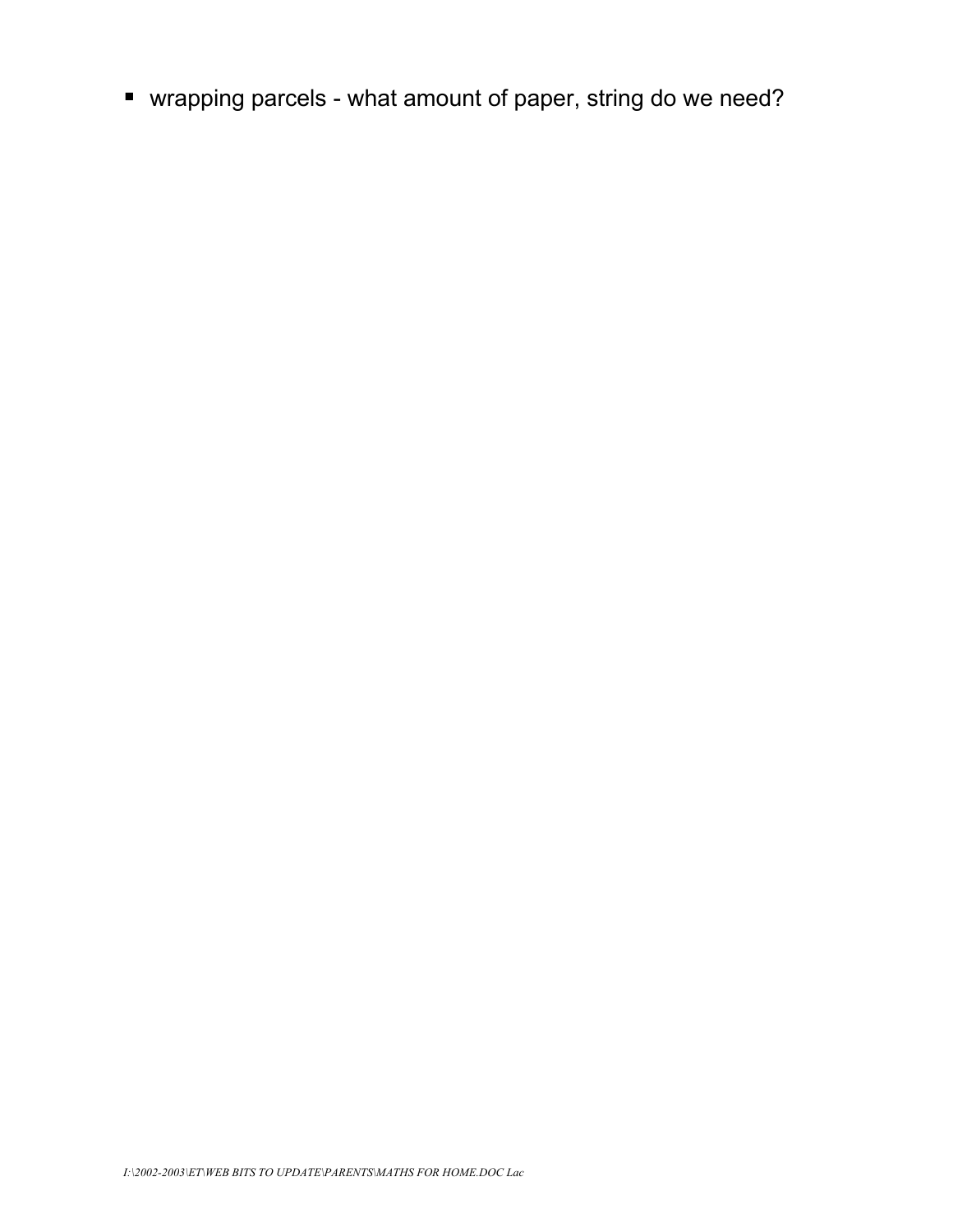- wrapping parcels - what amount of paper, string do we need?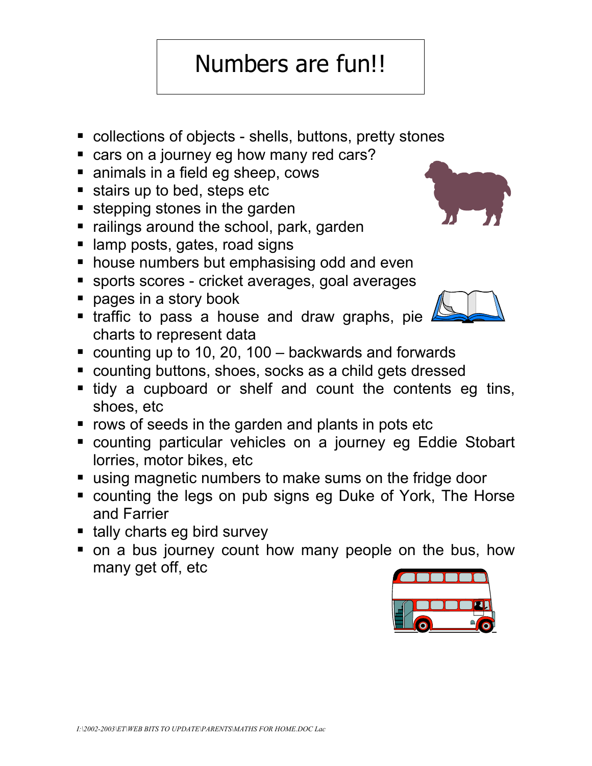# Numbers are fun!!

- collections of objects - shells, buttons, pretty stones
- cars on a journey eg how many red cars?
- animals in a field eg sheep, cows
- stairs up to bed, steps etc
- stepping stones in the garden
- railings around the school, park, garden
- lamp posts, gates, road signs
- house numbers but emphasising odd and even
- sports scores - cricket averages, goal averages
- pages in a story book
- traffic to pass a house and draw graphs, pie charts to represent data
- counting up to 10, 20, 100 – backwards and forwards
- counting buttons, shoes, socks as a child gets dressed
- tidy a cupboard or shelf and count the contents eg tins, shoes, etc
- rows of seeds in the garden and plants in pots etc
- counting particular vehicles on a journey eg Eddie Stobart lorries, motor bikes, etc
- using magnetic numbers to make sums on the fridge door
- counting the legs on pub signs eg Duke of York, The Horse and Farrier
- tally charts eg bird survey
- on a bus journey count how many people on the bus, how many get off, etc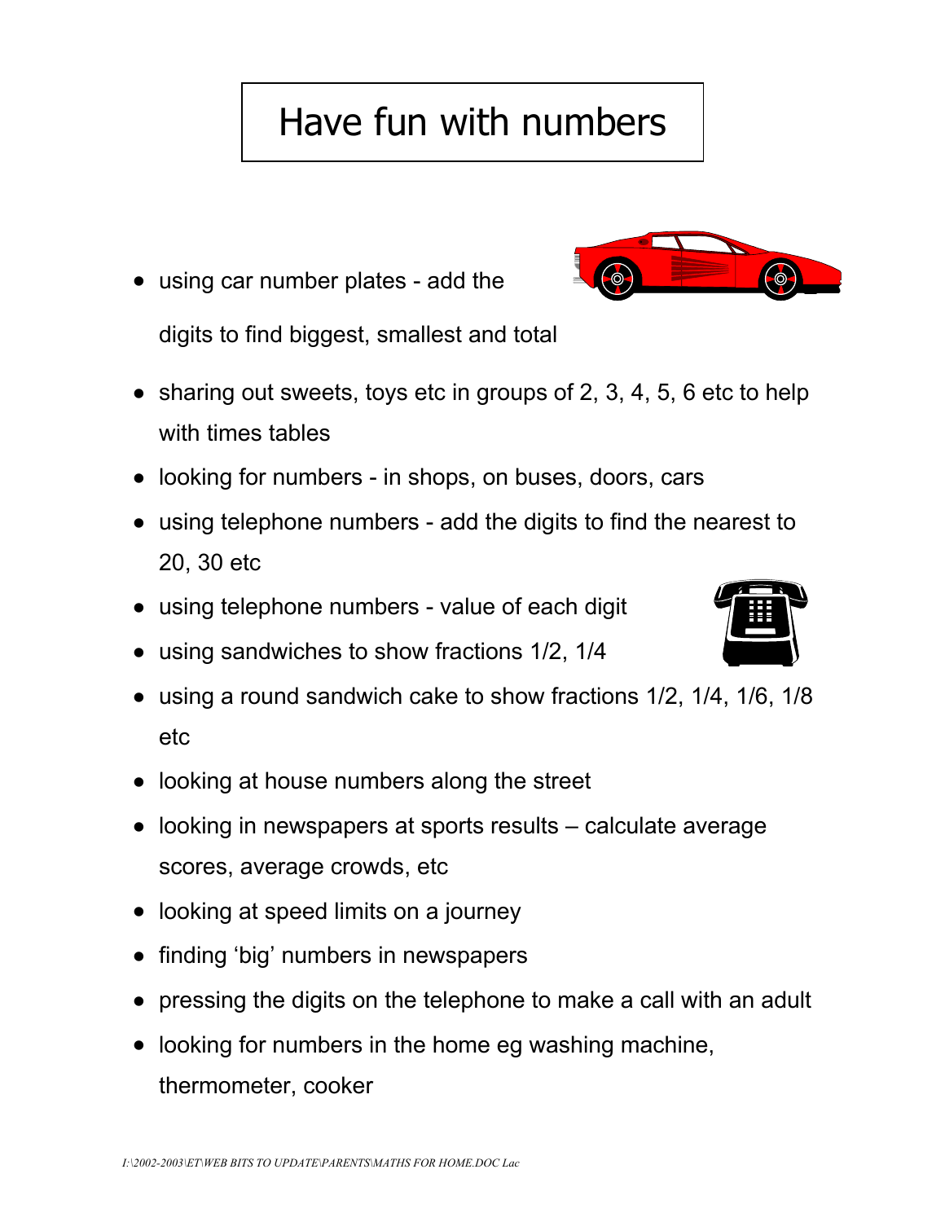# Have fun with numbers

- using car number plates - add the digits to find biggest, smallest and total
- sharing out sweets, toys etc in groups of 2, 3, 4, 5, 6 etc to help with times tables
- looking for numbers - in shops, on buses, doors, cars
- using telephone numbers - add the digits to find the nearest to 20, 30 etc
- using telephone numbers - value of each digit
- using sandwiches to show fractions 1/2, 1/4
- using a round sandwich cake to show fractions 1/2, 1/4, 1/6, 1/8 etc
- looking at house numbers along the street
- looking in newspapers at sports results – calculate average scores, average crowds, etc
- looking at speed limits on a journey
- finding 'big' numbers in newspapers
- pressing the digits on the telephone to make a call with an adult
- looking for numbers in the home eg washing machine, thermometer, cooker

*I:\2002-2003\ET\WEB BITS TO UPDATE\PARENTS\MATHS FOR HOME.DOC Lac*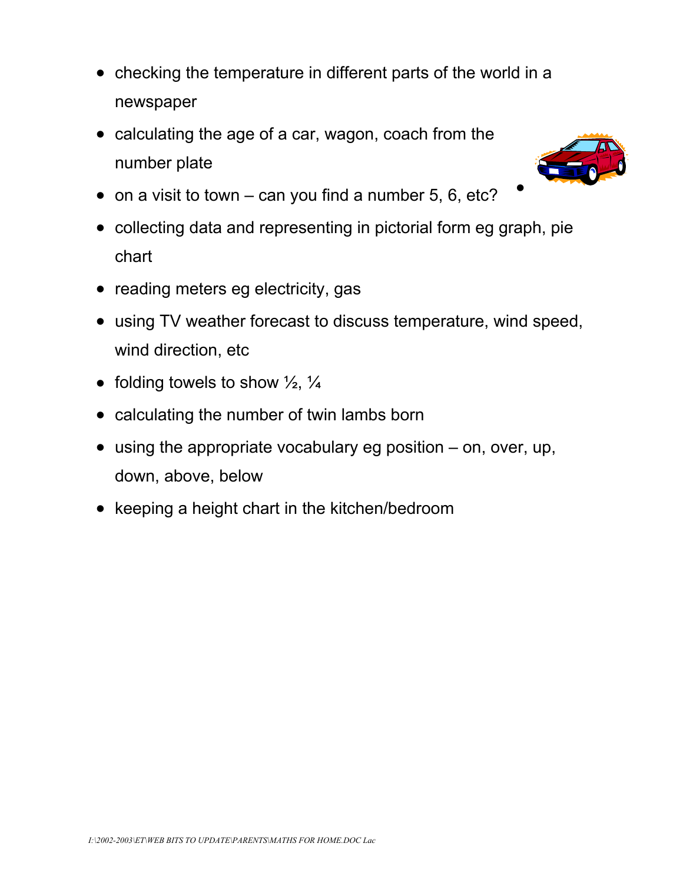- checking the temperature in different parts of the world in a newspaper
- calculating the age of a car, wagon, coach from the number plate
- on a visit to town – can you find a number 5, 6, etc?
- collecting data and representing in pictorial form eg graph, pie chart
- reading meters eg electricity, gas
- using TV weather forecast to discuss temperature, wind speed, wind direction, etc
- folding towels to show ½, ¼
- calculating the number of twin lambs born
- using the appropriate vocabulary eg position – on, over, up, down, above, below
- keeping a height chart in the kitchen/bedroom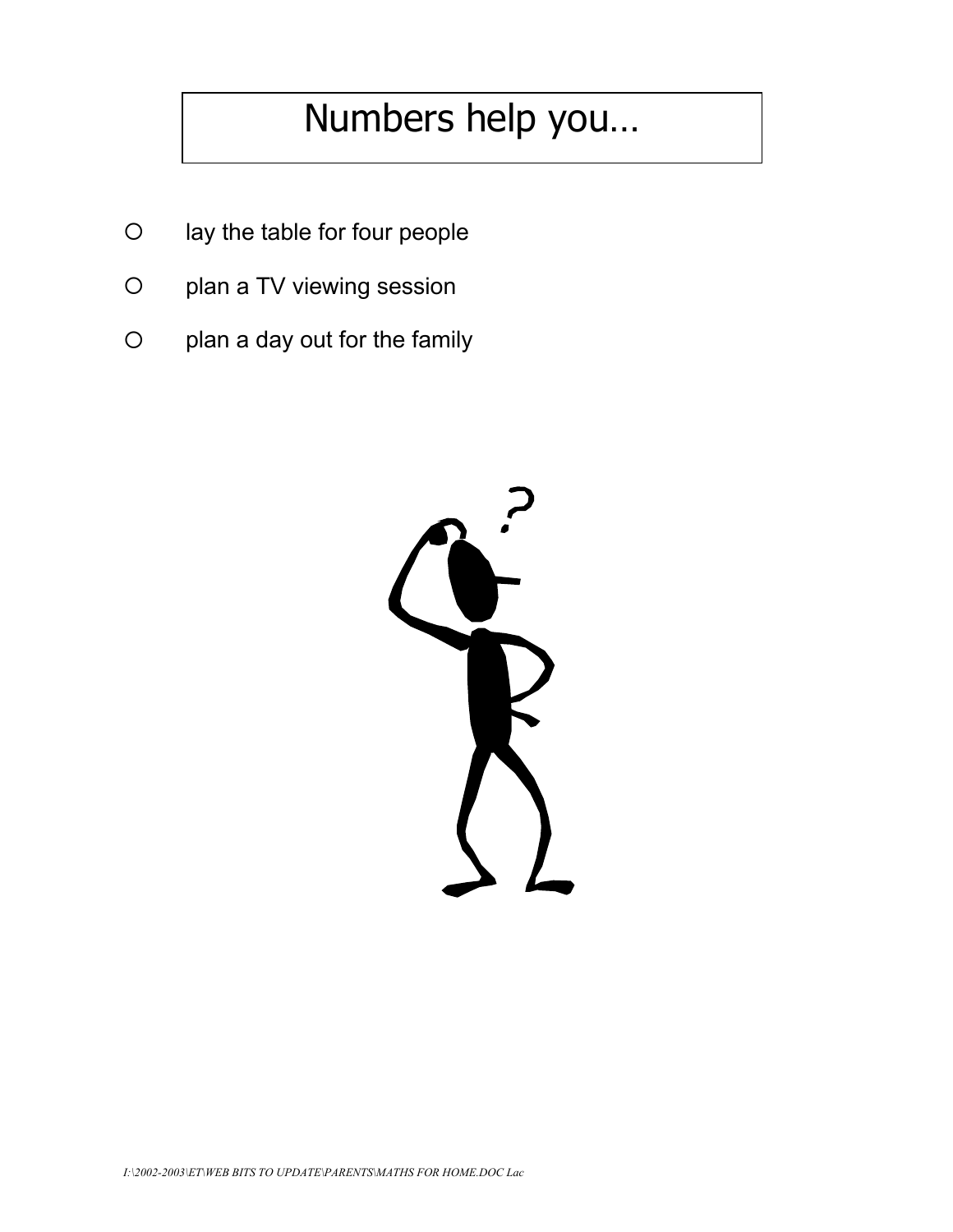# Numbers help you…

- lay the table for four people
- plan a TV viewing session
- plan a day out for the family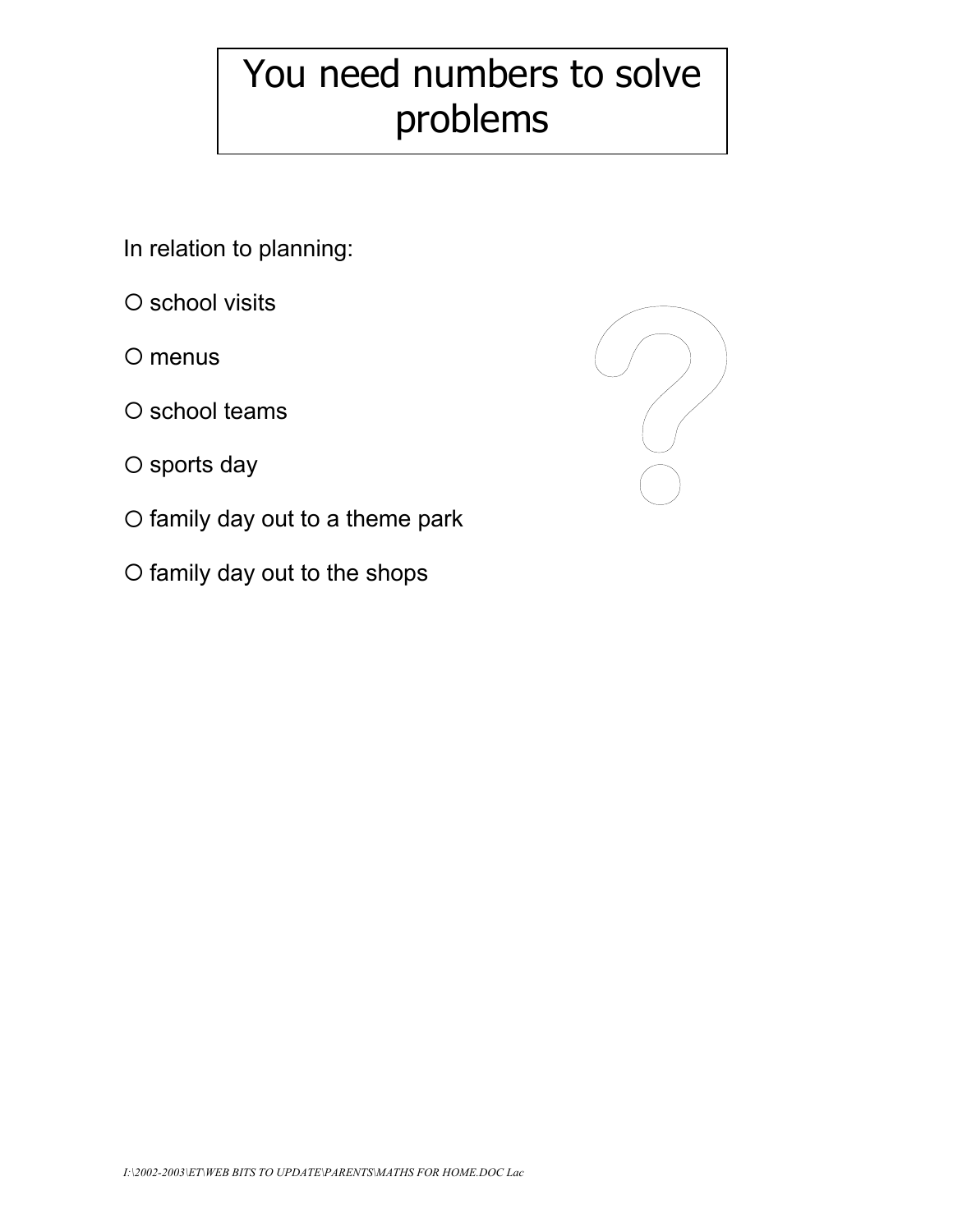# You need numbers to solve problems

In relation to planning:

- school visits
- menus
- school teams
- sports day
- family day out to a theme park
- family day out to the shops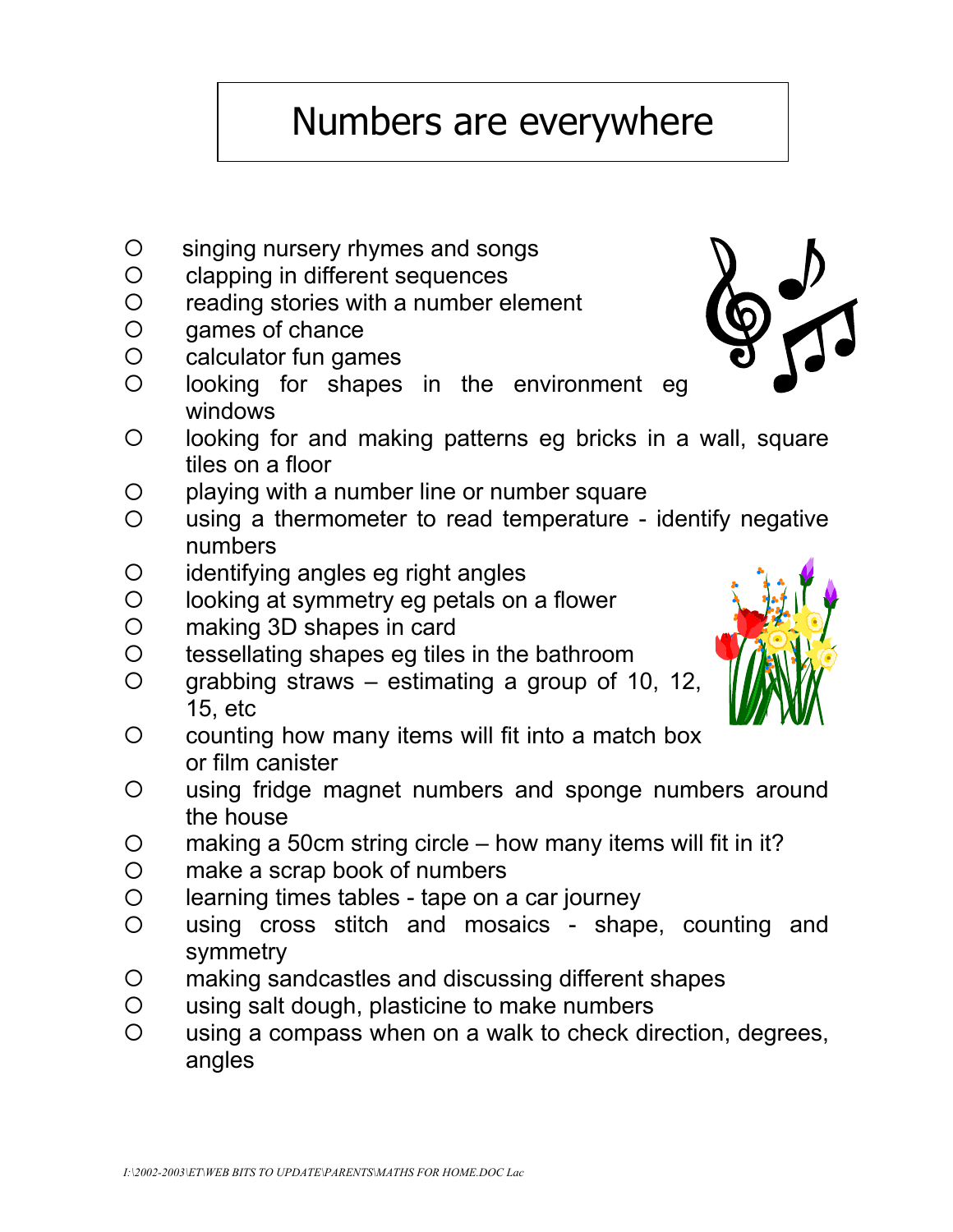# Numbers are everywhere

- singing nursery rhymes and songs
- clapping in different sequences
- reading stories with a number element
- games of chance
- calculator fun games
- looking for shapes in the environment eg windows
- looking for and making patterns eg bricks in a wall, square tiles on a floor
- playing with a number line or number square
- using a thermometer to read temperature - identify negative numbers
- identifying angles eg right angles
- looking at symmetry eg petals on a flower
- making 3D shapes in card
- tessellating shapes eg tiles in the bathroom
- grabbing straws – estimating a group of 10, 12, 15, etc
- counting how many items will fit into a match box or film canister
- using fridge magnet numbers and sponge numbers around the house
- making a 50cm string circle – how many items will fit in it?
- make a scrap book of numbers
- learning times tables - tape on a car journey
- using cross stitch and mosaics - shape, counting and symmetry
- making sandcastles and discussing different shapes
- using salt dough, plasticine to make numbers
- using a compass when on a walk to check direction, degrees, angles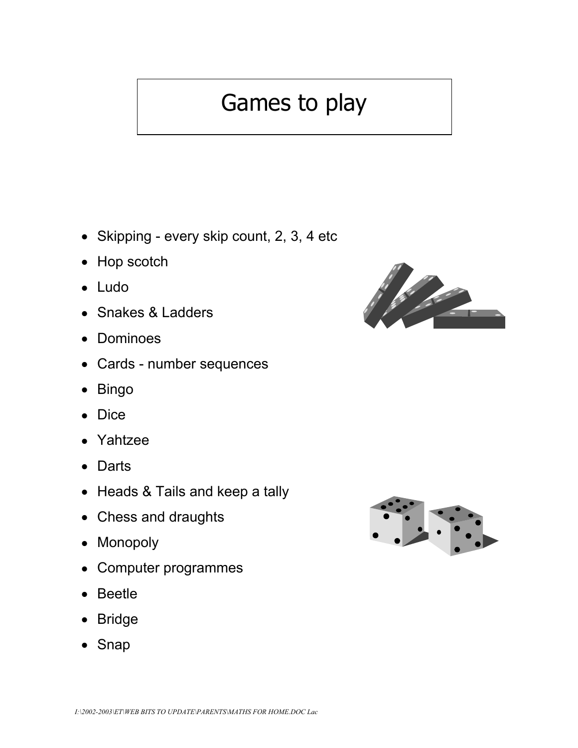# Games to play

- Skipping - every skip count, 2, 3, 4 etc
- Hop scotch
- Ludo
- Snakes & Ladders
- Dominoes
- Cards - number sequences
- Bingo
- Dice
- Yahtzee
- Darts
- Heads & Tails and keep a tally
- Chess and draughts
- Monopoly
- Computer programmes
- Beetle
- Bridge
- Snap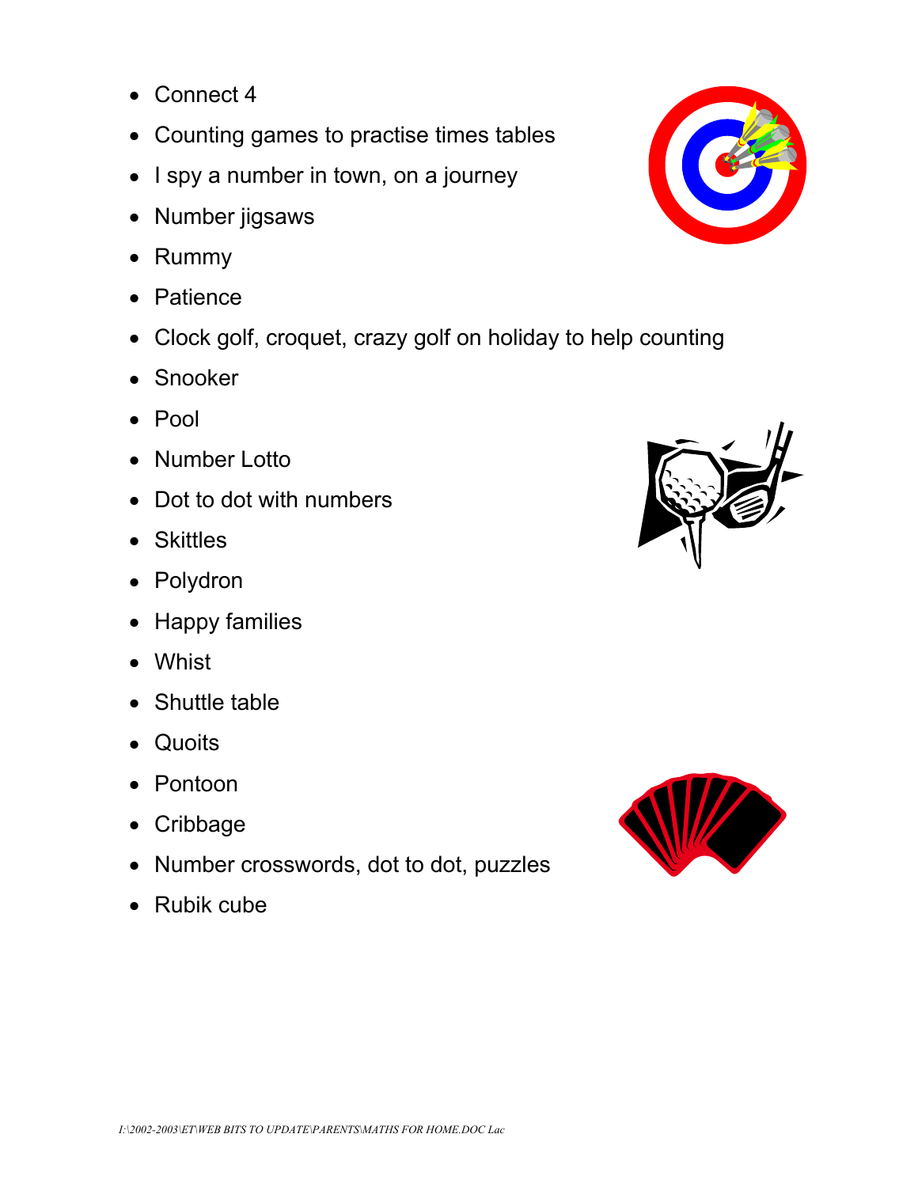- Connect 4
- Counting games to practise times tables
- I spy a number in town, on a journey
- Number jigsaws
- Rummy
- Patience
- Clock golf, croquet, crazy golf on holiday to help counting
- Snooker
- Pool
- Number Lotto
- Dot to dot with numbers
- Skittles
- Polydron
- Happy families
- Whist
- Shuttle table
- Quoits
- Pontoon
- Cribbage
- Number crosswords, dot to dot, puzzles
- Rubik cube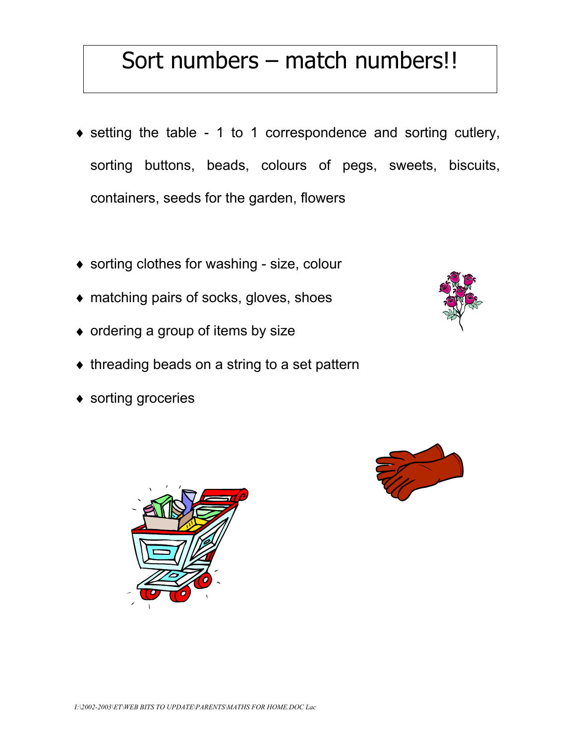# Sort numbers – match numbers!!

- setting the table - 1 to 1 correspondence and sorting cutlery, sorting buttons, beads, colours of pegs, sweets, biscuits, containers, seeds for the garden, flowers

- sorting clothes for washing - size, colour
- matching pairs of socks, gloves, shoes
- ordering a group of items by size
- threading beads on a string to a set pattern
- sorting groceries